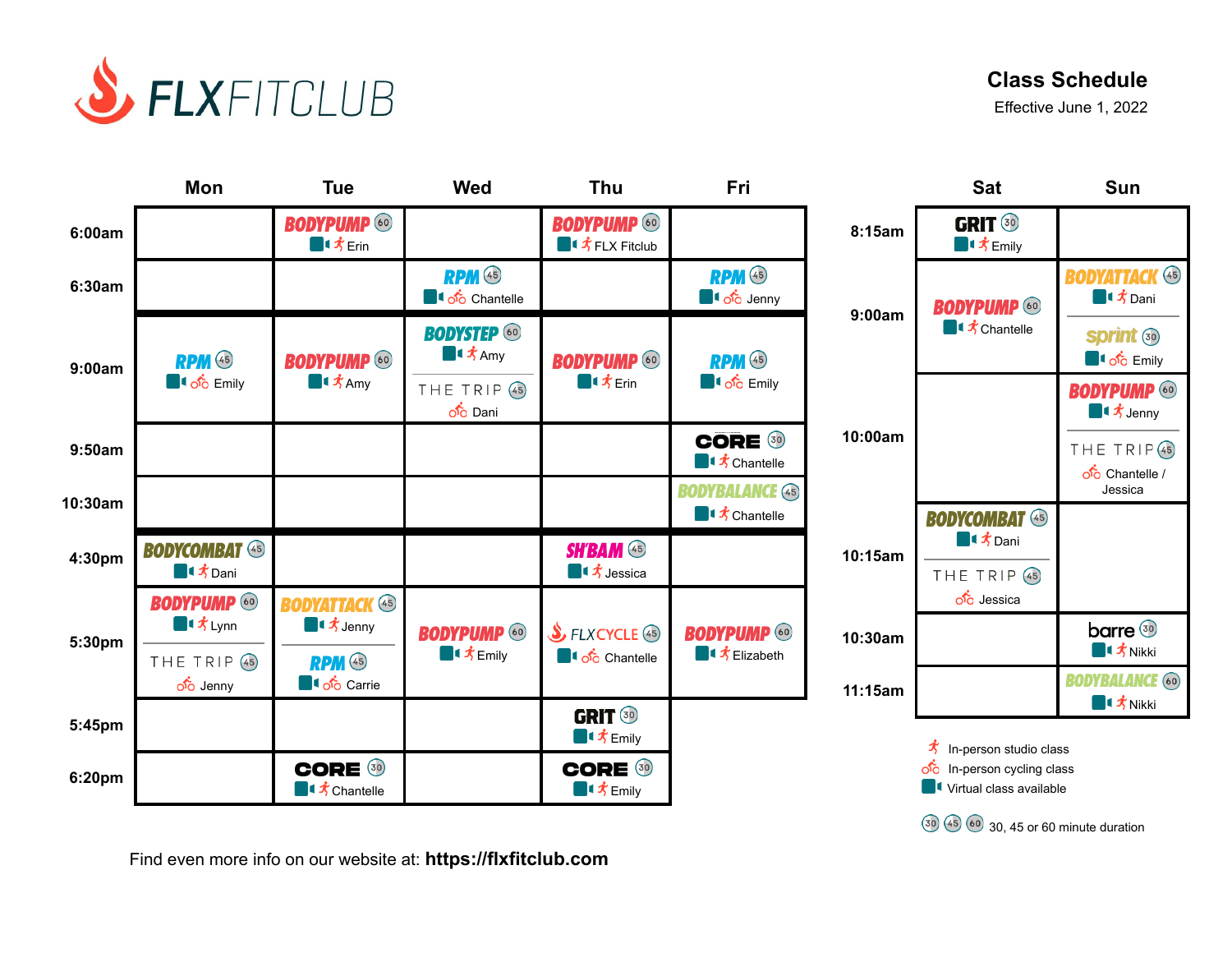# FLXFITCLUB

## Class Schedule

Effective June 1, 2022

| | Mon | Tue | Wed | Thu | Fri |
|---|---|---|---|---|---|
| 6:00am | | BODYPUMP (60) – Virtual / In-person – Erin | | BODYPUMP (60) – Virtual / In-person – FLX Fitclub | |
| 6:30am | | | RPM (45) – Virtual / Cycling – Chantelle | | RPM (45) – Virtual / Cycling – Jenny |
| 9:00am | RPM (45) – Virtual / Cycling – Emily | BODYPUMP (60) – Virtual / In-person – Amy | BODYSTEP (60) – Virtual / In-person – Amy; THE TRIP (45) – Cycling – Dani | BODYPUMP (60) – Virtual / In-person – Erin | RPM (45) – Virtual / Cycling – Emily |
| 9:50am | | | | | CORE (30) – Virtual / In-person – Chantelle |
| 10:30am | | | | | BODYBALANCE (45) – Virtual / In-person – Chantelle |
| 4:30pm | BODYCOMBAT (45) – Virtual / In-person – Dani | | | SH'BAM (45) – Virtual / In-person – Jessica | |
| 5:30pm | BODYPUMP (60) – Virtual / In-person – Lynn; THE TRIP (45) – Cycling – Jenny | BODYATTACK (45) – Virtual / In-person – Jenny; RPM (45) – Virtual / Cycling – Carrie | BODYPUMP (60) – Virtual / In-person – Emily | FLXCYCLE (45) – Virtual / Cycling – Chantelle | BODYPUMP (60) – Virtual / In-person – Elizabeth |
| 5:45pm | | | | GRIT (30) – Virtual / In-person – Emily | |
| 6:20pm | | CORE (30) – Virtual / In-person – Chantelle | | CORE (30) – Virtual / In-person – Emily | |

| | Sat | Sun |
|---|---|---|
| 8:15am | GRIT (30) – Virtual / In-person – Emily | |
| 9:00am | BODYPUMP (60) – Virtual / In-person – Chantelle | BODYATTACK (45) – Virtual / In-person – Dani; sprint (30) – Virtual / Cycling – Emily |
| 10:00am | | BODYPUMP (60) – Virtual / In-person – Jenny; THE TRIP (45) – Cycling – Chantelle / Jessica |
| 10:15am | BODYCOMBAT (45) – Virtual / In-person – Dani; THE TRIP (45) – Cycling – Jessica | |
| 10:30am | | barre (30) – Virtual / In-person – Nikki |
| 11:15am | | BODYBALANCE (60) – Virtual / In-person – Nikki |

- In-person studio class
- In-person cycling class
- Virtual class available

(30) (45) (60) 30, 45 or 60 minute duration

Find even more info on our website at: **https://flxfitclub.com**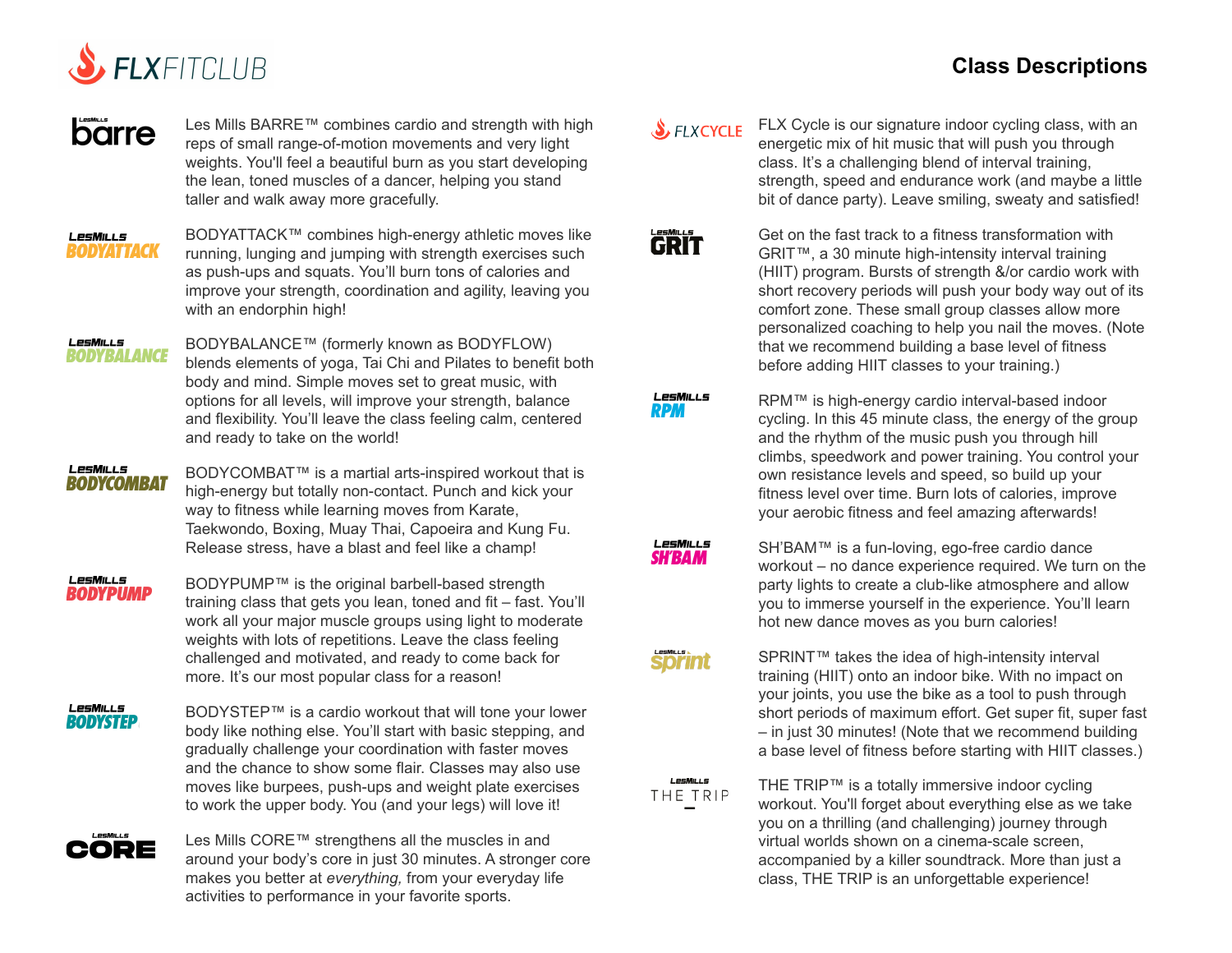FLXFITCLUB

# Class Descriptions

**barre**

Les Mills BARRE™ combines cardio and strength with high reps of small range-of-motion movements and very light weights. You'll feel a beautiful burn as you start developing the lean, toned muscles of a dancer, helping you stand taller and walk away more gracefully.

**LESMILLS BODYATTACK**

BODYATTACK™ combines high-energy athletic moves like running, lunging and jumping with strength exercises such as push-ups and squats. You'll burn tons of calories and improve your strength, coordination and agility, leaving you with an endorphin high!

**LESMILLS BODYBALANCE**

BODYBALANCE™ (formerly known as BODYFLOW) blends elements of yoga, Tai Chi and Pilates to benefit both body and mind. Simple moves set to great music, with options for all levels, will improve your strength, balance and flexibility. You'll leave the class feeling calm, centered and ready to take on the world!

**LESMILLS BODYCOMBAT**

BODYCOMBAT™ is a martial arts-inspired workout that is high-energy but totally non-contact. Punch and kick your way to fitness while learning moves from Karate, Taekwondo, Boxing, Muay Thai, Capoeira and Kung Fu. Release stress, have a blast and feel like a champ!

**LESMILLS BODYPUMP**

BODYPUMP™ is the original barbell-based strength training class that gets you lean, toned and fit – fast. You'll work all your major muscle groups using light to moderate weights with lots of repetitions. Leave the class feeling challenged and motivated, and ready to come back for more. It's our most popular class for a reason!

**LESMILLS BODYSTEP**

BODYSTEP™ is a cardio workout that will tone your lower body like nothing else. You'll start with basic stepping, and gradually challenge your coordination with faster moves and the chance to show some flair. Classes may also use moves like burpees, push-ups and weight plate exercises to work the upper body. You (and your legs) will love it!

**LESMILLS CORE**

Les Mills CORE™ strengthens all the muscles in and around your body's core in just 30 minutes. A stronger core makes you better at *everything,* from your everyday life activities to performance in your favorite sports.

**FLXCYCLE**

FLX Cycle is our signature indoor cycling class, with an energetic mix of hit music that will push you through class. It's a challenging blend of interval training, strength, speed and endurance work (and maybe a little bit of dance party). Leave smiling, sweaty and satisfied!

**LESMILLS GRIT**

Get on the fast track to a fitness transformation with GRIT™, a 30 minute high-intensity interval training (HIIT) program. Bursts of strength &/or cardio work with short recovery periods will push your body way out of its comfort zone. These small group classes allow more personalized coaching to help you nail the moves. (Note that we recommend building a base level of fitness before adding HIIT classes to your training.)

**LESMILLS RPM**

RPM™ is high-energy cardio interval-based indoor cycling. In this 45 minute class, the energy of the group and the rhythm of the music push you through hill climbs, speedwork and power training. You control your own resistance levels and speed, so build up your fitness level over time. Burn lots of calories, improve your aerobic fitness and feel amazing afterwards!

**LESMILLS SH'BAM**

SH'BAM™ is a fun-loving, ego-free cardio dance workout – no dance experience required. We turn on the party lights to create a club-like atmosphere and allow you to immerse yourself in the experience. You'll learn hot new dance moves as you burn calories!

**LESMILLS sprint**

SPRINT™ takes the idea of high-intensity interval training (HIIT) onto an indoor bike. With no impact on your joints, you use the bike as a tool to push through short periods of maximum effort. Get super fit, super fast – in just 30 minutes! (Note that we recommend building a base level of fitness before starting with HIIT classes.)

**LESMILLS THE TRIP**

THE TRIP™ is a totally immersive indoor cycling workout. You'll forget about everything else as we take you on a thrilling (and challenging) journey through virtual worlds shown on a cinema-scale screen, accompanied by a killer soundtrack. More than just a class, THE TRIP is an unforgettable experience!